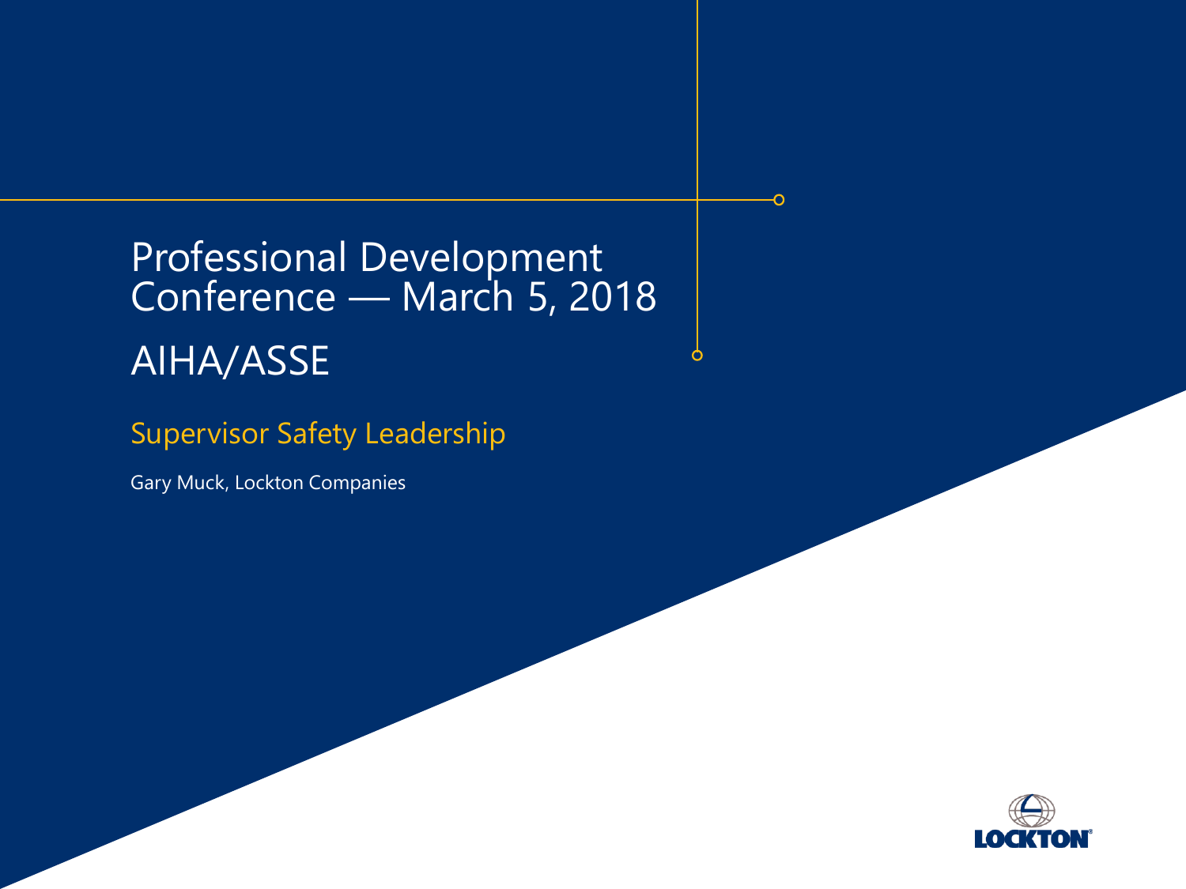# Professional Development Conference — March 5, 2018

# AIHA/ASSE

## Supervisor Safety Leadership

Gary Muck, Lockton Companies

LOCKTON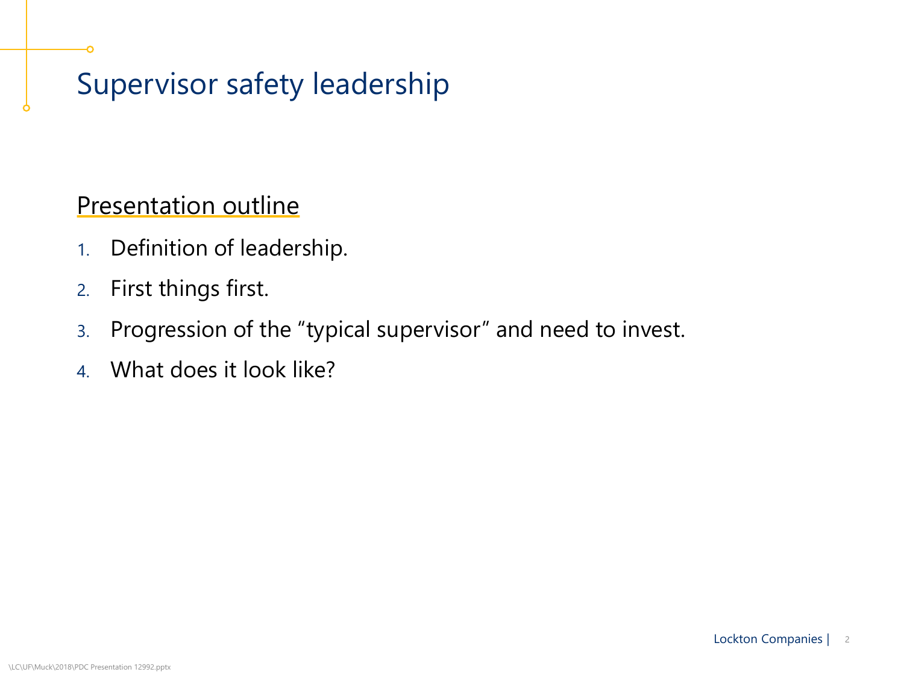# Supervisor safety leadership

<u>Presentation outline</u>

1. Definition of leadership.
2. First things first.
3. Progression of the “typical supervisor” and need to invest.
4. What does it look like?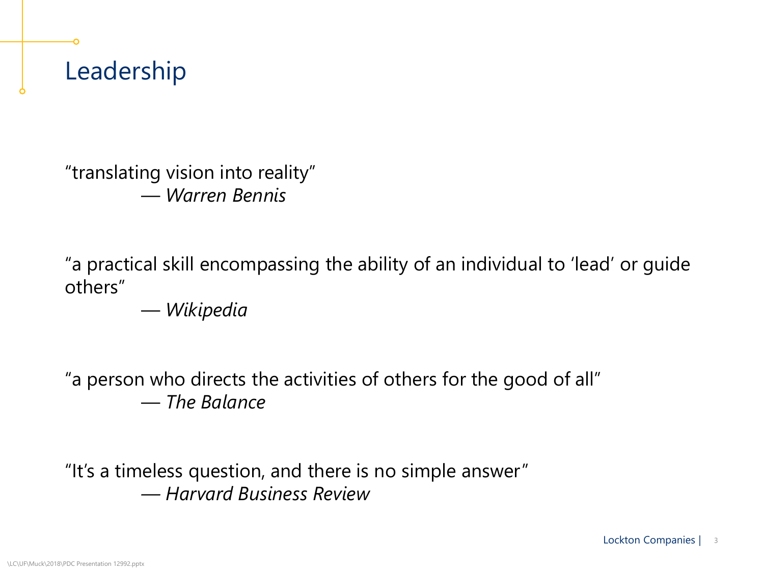# Leadership

"translating vision into reality"
— *Warren Bennis*

"a practical skill encompassing the ability of an individual to 'lead' or guide others"
— *Wikipedia*

"a person who directs the activities of others for the good of all"
— *The Balance*

"It's a timeless question, and there is no simple answer"
— *Harvard Business Review*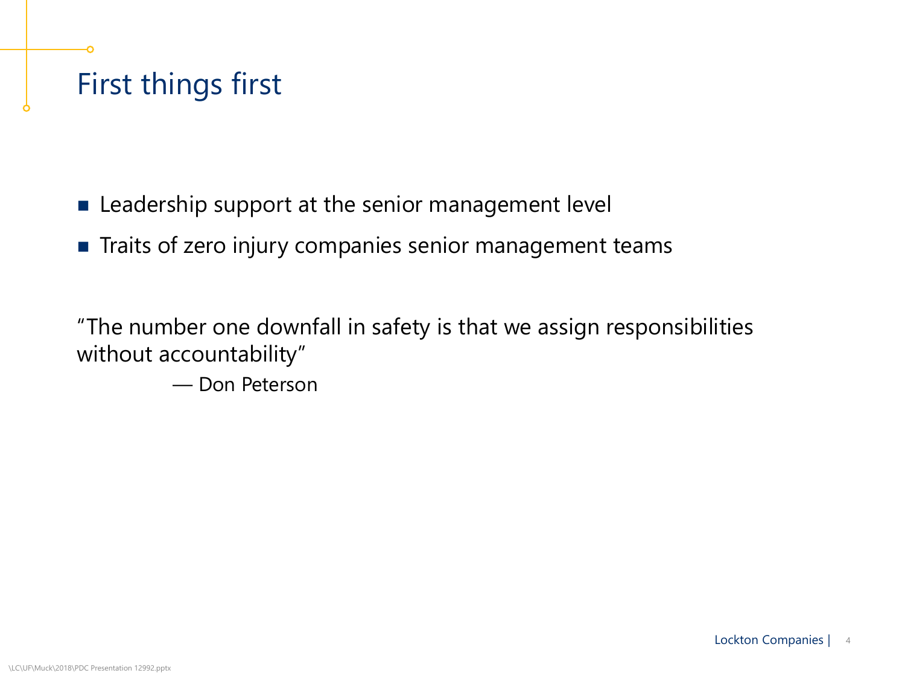# First things first

- Leadership support at the senior management level
- Traits of zero injury companies senior management teams

"The number one downfall in safety is that we assign responsibilities without accountability"

— Don Peterson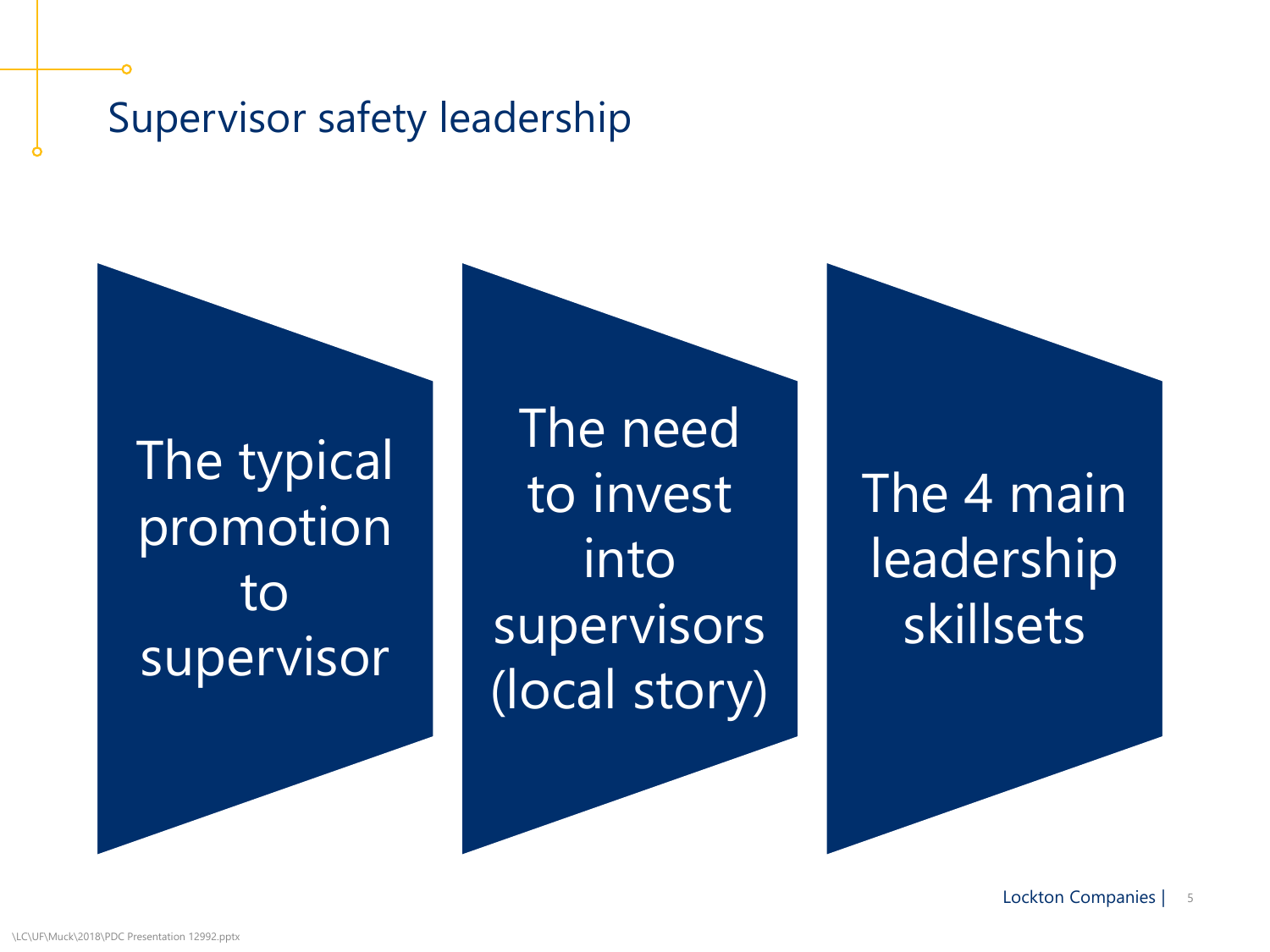# Supervisor safety leadership

- The typical promotion to supervisor
- The need to invest into supervisors (local story)
- The 4 main leadership skillsets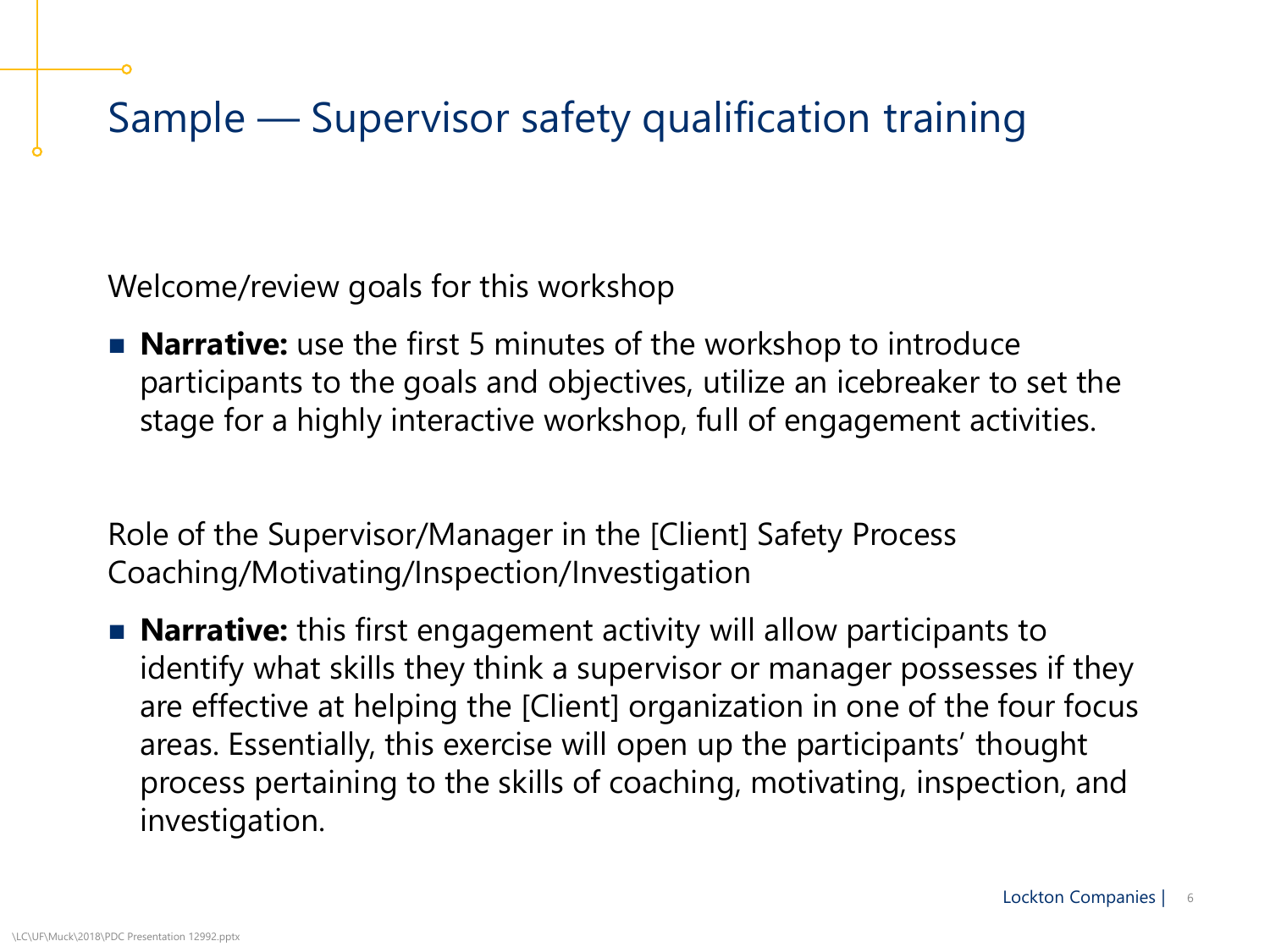# Sample — Supervisor safety qualification training

Welcome/review goals for this workshop

- **Narrative:** use the first 5 minutes of the workshop to introduce participants to the goals and objectives, utilize an icebreaker to set the stage for a highly interactive workshop, full of engagement activities.

Role of the Supervisor/Manager in the [Client] Safety Process
Coaching/Motivating/Inspection/Investigation

- **Narrative:** this first engagement activity will allow participants to identify what skills they think a supervisor or manager possesses if they are effective at helping the [Client] organization in one of the four focus areas. Essentially, this exercise will open up the participants' thought process pertaining to the skills of coaching, motivating, inspection, and investigation.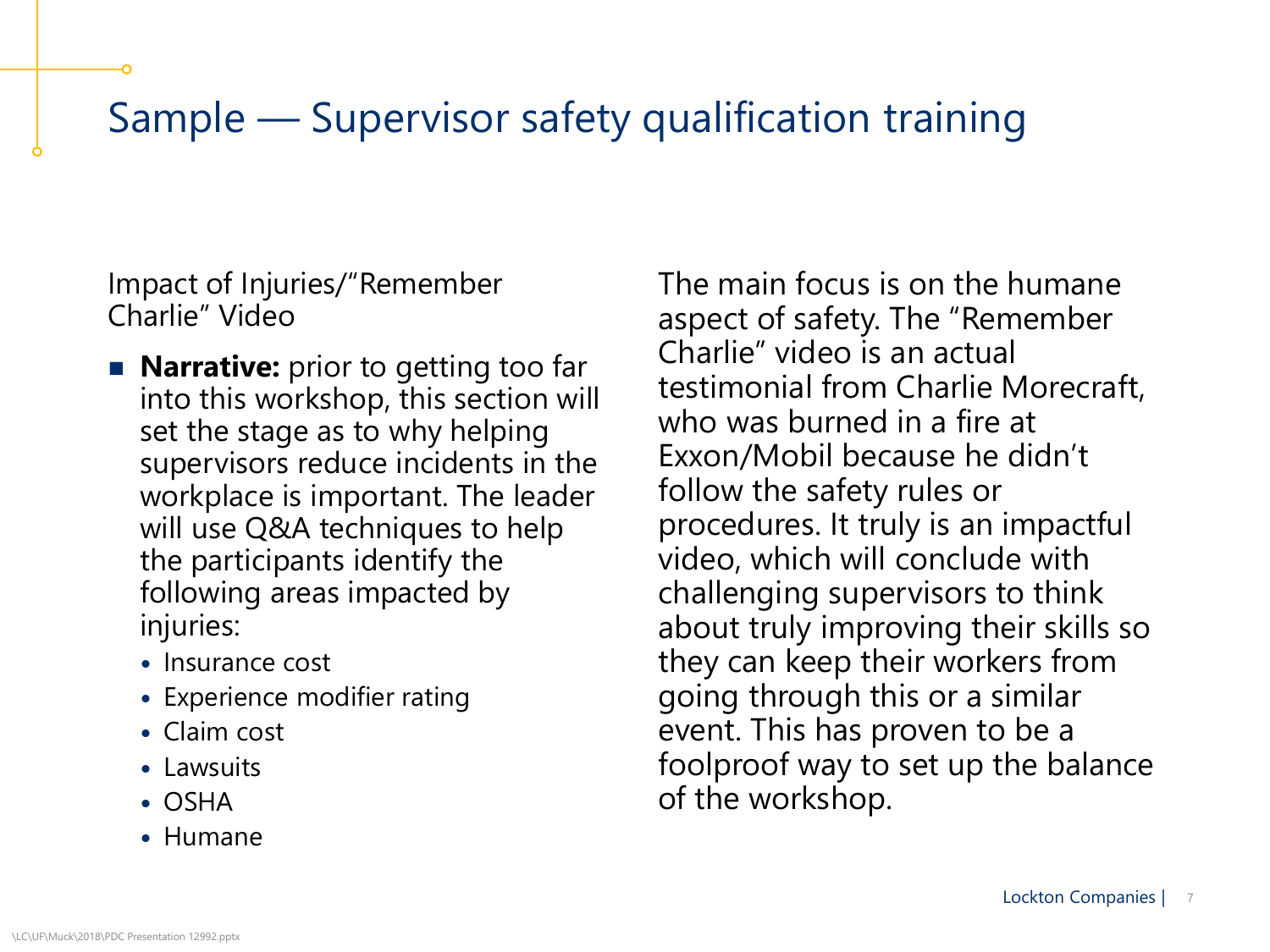# Sample — Supervisor safety qualification training

Impact of Injuries/"Remember Charlie" Video

- **Narrative:** prior to getting too far into this workshop, this section will set the stage as to why helping supervisors reduce incidents in the workplace is important. The leader will use Q&A techniques to help the participants identify the following areas impacted by injuries:
  - Insurance cost
  - Experience modifier rating
  - Claim cost
  - Lawsuits
  - OSHA
  - Humane

The main focus is on the humane aspect of safety. The "Remember Charlie" video is an actual testimonial from Charlie Morecraft, who was burned in a fire at Exxon/Mobil because he didn't follow the safety rules or procedures. It truly is an impactful video, which will conclude with challenging supervisors to think about truly improving their skills so they can keep their workers from going through this or a similar event. This has proven to be a foolproof way to set up the balance of the workshop.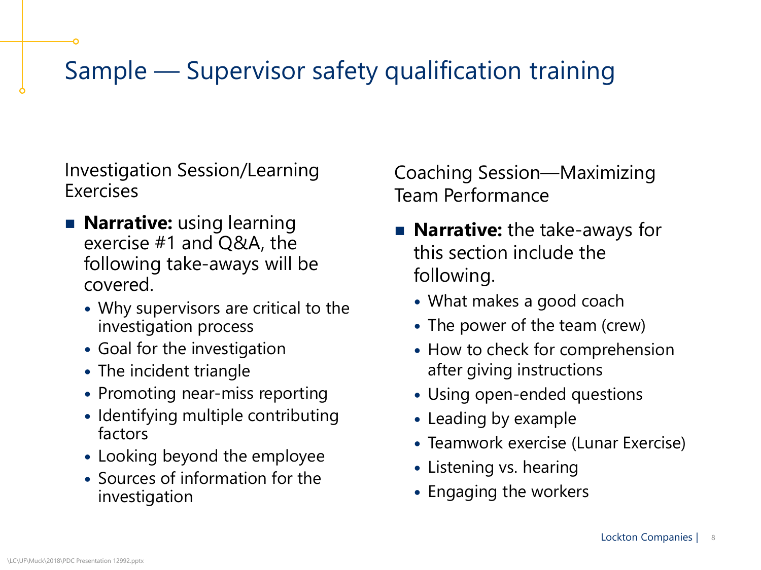# Sample — Supervisor safety qualification training

Investigation Session/Learning Exercises

- **Narrative:** using learning exercise #1 and Q&A, the following take-aways will be covered.
  - Why supervisors are critical to the investigation process
  - Goal for the investigation
  - The incident triangle
  - Promoting near-miss reporting
  - Identifying multiple contributing factors
  - Looking beyond the employee
  - Sources of information for the investigation

Coaching Session—Maximizing Team Performance

- **Narrative:** the take-aways for this section include the following.
  - What makes a good coach
  - The power of the team (crew)
  - How to check for comprehension after giving instructions
  - Using open-ended questions
  - Leading by example
  - Teamwork exercise (Lunar Exercise)
  - Listening vs. hearing
  - Engaging the workers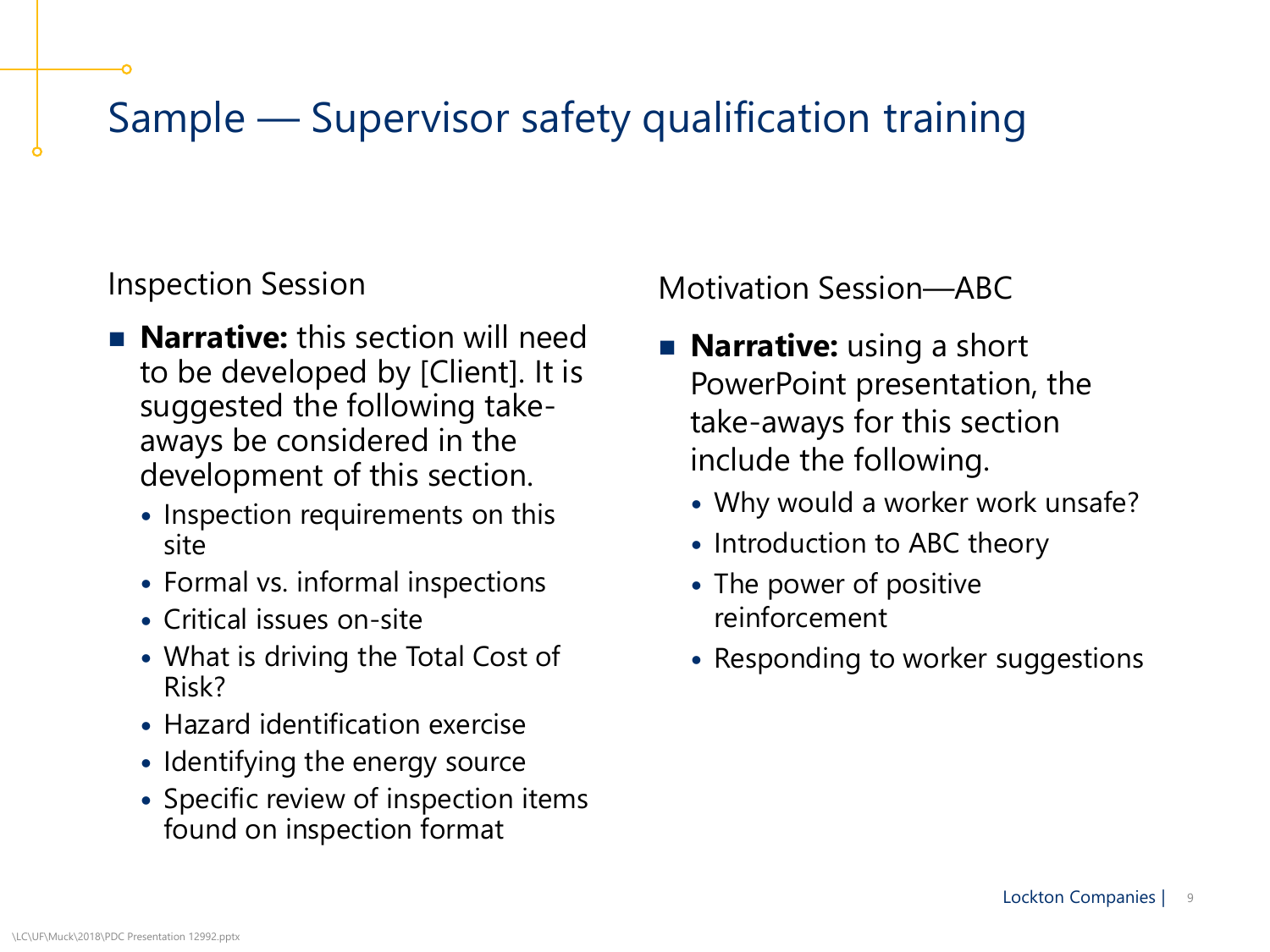# Sample — Supervisor safety qualification training

Inspection Session

- **Narrative:** this section will need to be developed by [Client]. It is suggested the following take-aways be considered in the development of this section.
  - Inspection requirements on this site
  - Formal vs. informal inspections
  - Critical issues on-site
  - What is driving the Total Cost of Risk?
  - Hazard identification exercise
  - Identifying the energy source
  - Specific review of inspection items found on inspection format

Motivation Session—ABC

- **Narrative:** using a short PowerPoint presentation, the take-aways for this section include the following.
  - Why would a worker work unsafe?
  - Introduction to ABC theory
  - The power of positive reinforcement
  - Responding to worker suggestions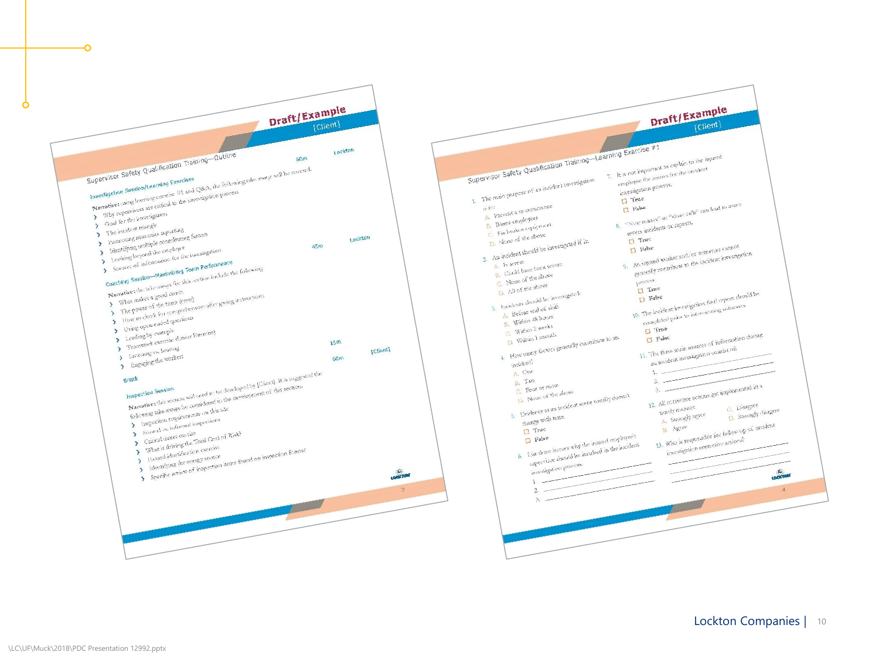## Supervisor Safety Qualification Training—Outline

Draft/Example
[Client]

**Investigation Session/Learning Exercises** — 60m — Lockton

**Narrative:** using learning exercise #1 and Q&A, the following take-aways will be covered:

- Why supervisors are critical to the investigation process
- Goal for the investigation
- The incident triangle
- Promoting near-miss reporting
- Identifying multiple contributing factors
- Looking beyond the employee
- Sources of information for the investigation

**Coaching Session—Maximizing Team Performance** — 45m — Lockton

**Narrative:** the take-aways for this section include the following:

- What makes a good coach
- The power of the team (tree)
- How to check for comprehension after giving instructions
- Using open-ended questions
- Leading by example
- Teamwork exercise (Lotus Exercise)
- Listening vs. hearing
- Engaging the worker

**Break** — 15m

**Inspection Session** — 60m — [Client]

**Narrative:** this section will need to be developed by [Client]. It is suggested the following take-aways be considered in the development of this section:

- Inspection requirements on this site
- Formal vs. informal inspections
- Critical issues on-site
- What is driving the Total Cost of Risk?
- Hazard identification exercise
- Identifying the energy source
- Specific review of inspection items found on inspection format

## Supervisor Safety Qualification Training—Learning Exercise #1

Draft/Example
[Client]

1. The main purpose of an incident investigation is to:
   - A. Prevent a re-occurrence
   - B. Blame employees
   - C. Fix broken equipment
   - D. None of the above
2. An incident should be investigated if it:
   - A. Is severe
   - B. Could have been severe
   - C. None of the above
   - D. All of the above
3. Incidents should be investigated:
   - A. Before end of shift
   - B. Within 48 hours
   - C. Within 2 weeks
   - D. Within 1 month
4. How many factors generally contribute to an incident?
   - A. One
   - B. Two
   - C. Four or more
   - D. None of the above
5. Evidence at an incident scene usually doesn't change with time.
   - ☐ True
   - ☐ False
6. List three factors why the injured employee's supervisor should be involved in the incident investigation process.
   1. ______
   2. ______
   3. ______
7. It is not important to explain to the injured employee the reason for the incident investigation process.
   - ☐ True
   - ☐ False
8. "Near misses" or "close calls" can lead to more severe incidents or repeats.
   - ☐ True
   - ☐ False
9. An injured worker and/or witnesses cannot generally contribute to the incident investigation process.
   - ☐ True
   - ☐ False
10. The incident investigation final report should be completed prior to interviewing witnesses.
    - ☐ True
    - ☐ False
11. The three main sources of information during an incident investigation consist of:
    1. ______
    2. ______
    3. ______
12. All corrective actions get implemented in a timely manner.
    - A. Strongly agree
    - B. Agree
    - C. Disagree
    - D. Strongly disagree
13. Who is responsible for follow-up of incident investigation corrective actions?

    ______

Lockton Companies |

\LC\UF\Muck\2018\PDC Presentation 12992.pptx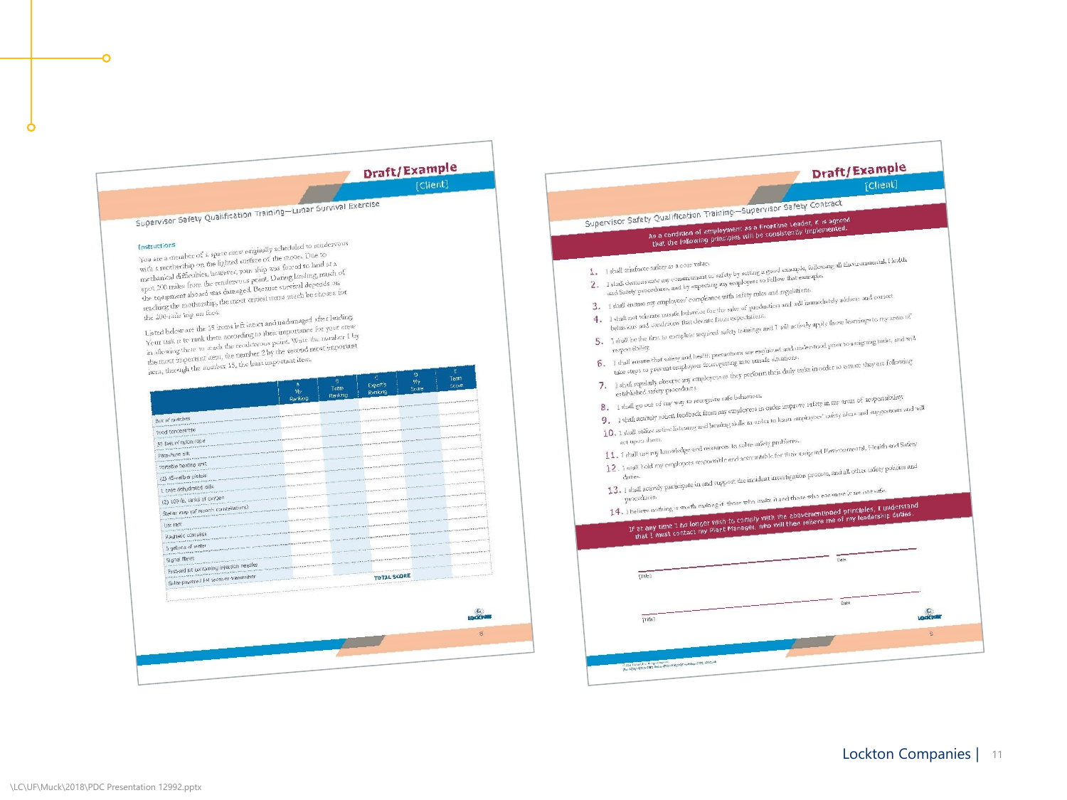## Draft/Example

[Client]

### Supervisor Safety Qualification Training—Lunar Survival Exercise

**Instructions**

You are a member of a space crew originally scheduled to rendezvous with a mothership on the lighted surface of the moon. Due to mechanical difficulties, however, your ship was forced to land at a spot 200 miles from the rendezvous point. During landing, much of the equipment aboard was damaged. Because survival depends on reaching the mothership, the most critical items must be chosen for the 200-mile trip on foot.

Listed below are the 15 items left intact and undamaged after landing. Your task is to rank them according to their importance for your crew in allowing them to reach the rendezvous point. Write the number 1 by the most important item, the number 2 by the second most important item, through the number 15, the least important item.

| | A My Ranking | B Team Ranking | C Expert's Ranking | D My Score | E Team Score |
|---|---|---|---|---|---|
| Box of matches | | | | | |
| Food concentrate | | | | | |
| 50 feet of nylon rope | | | | | |
| Parachute silk | | | | | |
| Portable heating unit | | | | | |
| (2) 45-caliber pistols | | | | | |
| 1 case dehydrated milk | | | | | |
| (2) 100-lb. tanks of oxygen | | | | | |
| Stellar map (of moon's constellations) | | | | | |
| Life raft | | | | | |
| Magnetic compass | | | | | |
| 5 gallons of water | | | | | |
| Signal flares | | | | | |
| First aid kit containing injection needles | | | | | |
| Solar-powered FM receiver-transmitter | | | | | |
| | | | TOTAL SCORE | | |

## Draft/Example

[Client]

### Supervisor Safety Qualification Training—Supervisor Safety Contract

**As a condition of employment as a Frontline Leader, it is agreed that the following principles will be consistently implemented.**

1. I shall reinforce safety as a core value.
2. I shall demonstrate my commitment to safety by setting a good example, following all Environmental, Health and Safety procedures, and by expecting my employees to follow that example.
3. I shall ensure my employees' compliance with safety rules and regulations.
4. I shall not tolerate unsafe behavior for the sake of production and will immediately address and correct behaviors and conditions that deviate from expectations.
5. I shall be the first to complete required safety trainings and I will actively apply those learnings to my areas of responsibility.
6. I shall ensure that safety and health precautions are explained and understood prior to assigning tasks, and will take steps to prevent employees from getting into unsafe situations.
7. I shall regularly observe my employees as they perform their daily tasks in order to ensure they are following established safety procedures.
8. I shall go out of my way to recognize safe behaviors.
9. I shall actively solicit feedback from my employees in order improve safety in my area of responsibility.
10. I shall utilize active listening and learning skills in order to learn employees' safety ideas and suggestions and will act upon them.
11. I shall use my knowledge and resources to solve safety problems.
12. I shall hold my employees responsible and accountable for their assigned Environmental, Health and Safety duties.
13. I shall actively participate in and support the incident investigation process, and all other safety policies and procedures.
14. I believe nothing is worth making if those who make it and those who consume it are not safe.

**If at any time I no longer wish to comply with the abovementioned principles, I understand that I must contact my Plant Manager, who will then relieve me of my leadership duties.**

(Title) ________________ Date ________

(Title) ________________ Date ________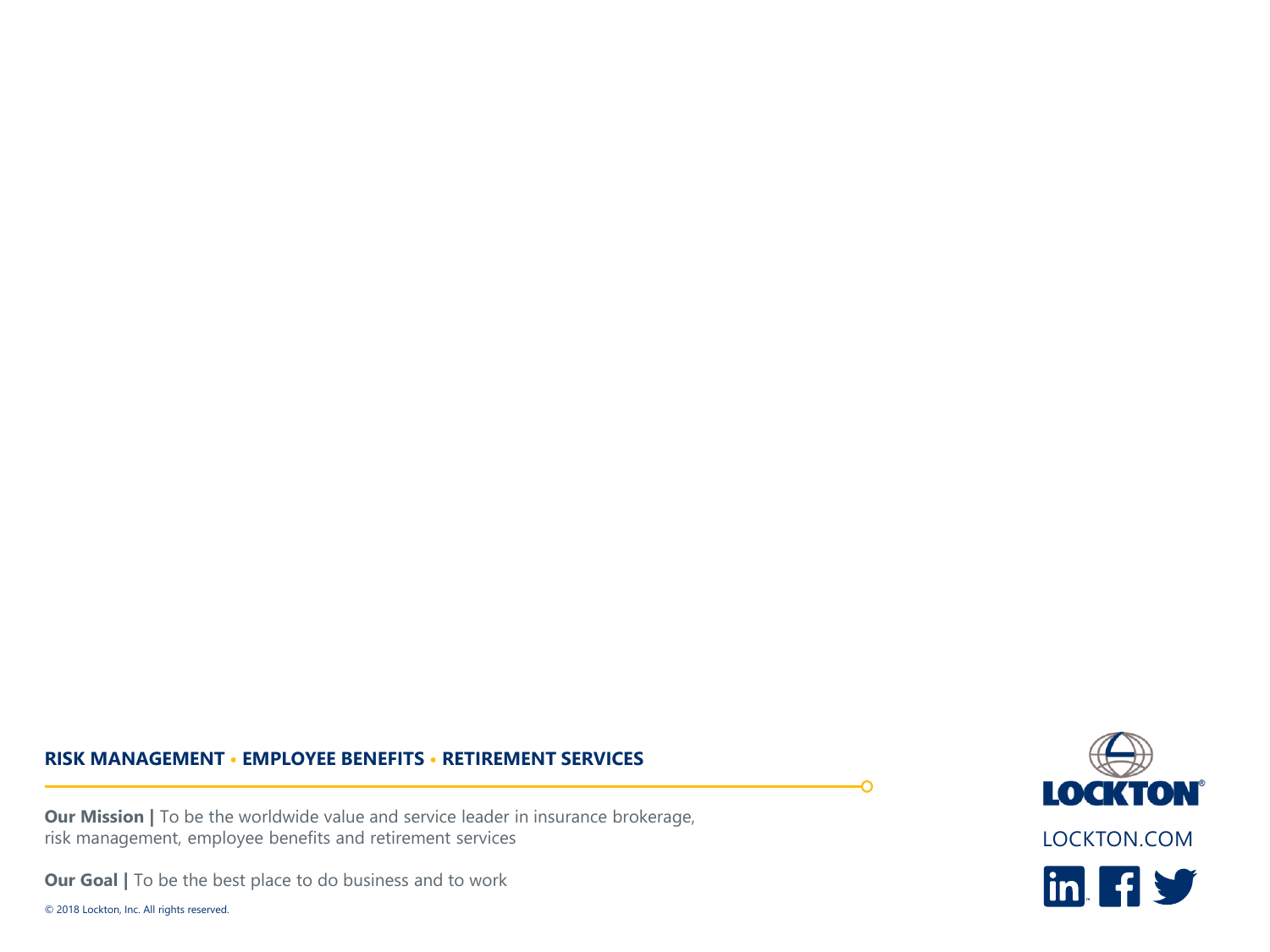**RISK MANAGEMENT • EMPLOYEE BENEFITS • RETIREMENT SERVICES**

**Our Mission |** To be the worldwide value and service leader in insurance brokerage, risk management, employee benefits and retirement services

**Our Goal |** To be the best place to do business and to work

© 2018 Lockton, Inc. All rights reserved.

LOCKTON®

LOCKTON.COM